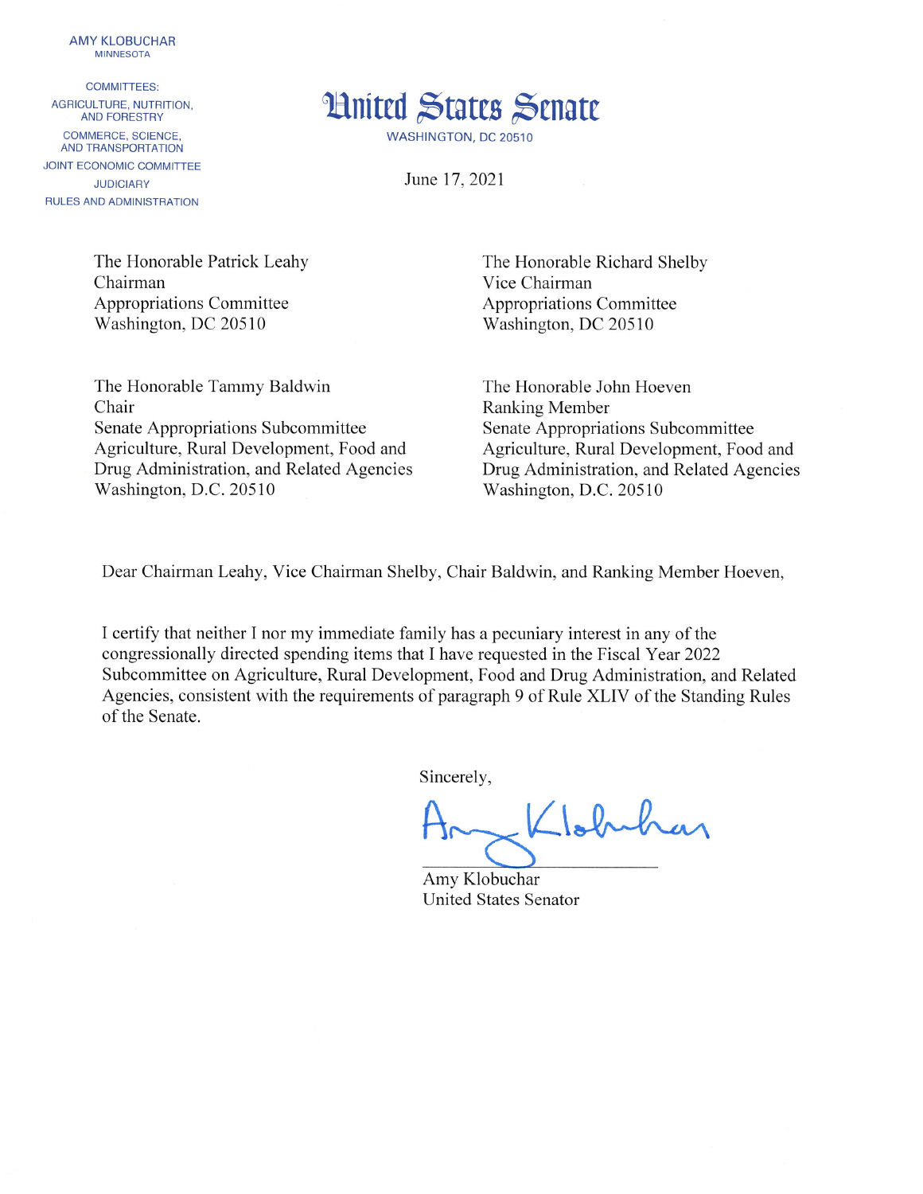AMY KLOBUCHAR
MINNESOTA

COMMITTEES:
AGRICULTURE, NUTRITION, AND FORESTRY
COMMERCE, SCIENCE, AND TRANSPORTATION
JOINT ECONOMIC COMMITTEE
JUDICIARY
RULES AND ADMINISTRATION

# United States Senate

WASHINGTON, DC 20510

June 17, 2021

The Honorable Patrick Leahy
Chairman
Appropriations Committee
Washington, DC 20510

The Honorable Richard Shelby
Vice Chairman
Appropriations Committee
Washington, DC 20510

The Honorable Tammy Baldwin
Chair
Senate Appropriations Subcommittee
Agriculture, Rural Development, Food and Drug Administration, and Related Agencies
Washington, D.C. 20510

The Honorable John Hoeven
Ranking Member
Senate Appropriations Subcommittee
Agriculture, Rural Development, Food and Drug Administration, and Related Agencies
Washington, D.C. 20510

Dear Chairman Leahy, Vice Chairman Shelby, Chair Baldwin, and Ranking Member Hoeven,

I certify that neither I nor my immediate family has a pecuniary interest in any of the congressionally directed spending items that I have requested in the Fiscal Year 2022 Subcommittee on Agriculture, Rural Development, Food and Drug Administration, and Related Agencies, consistent with the requirements of paragraph 9 of Rule XLIV of the Standing Rules of the Senate.

Sincerely,

Amy Klobuchar
United States Senator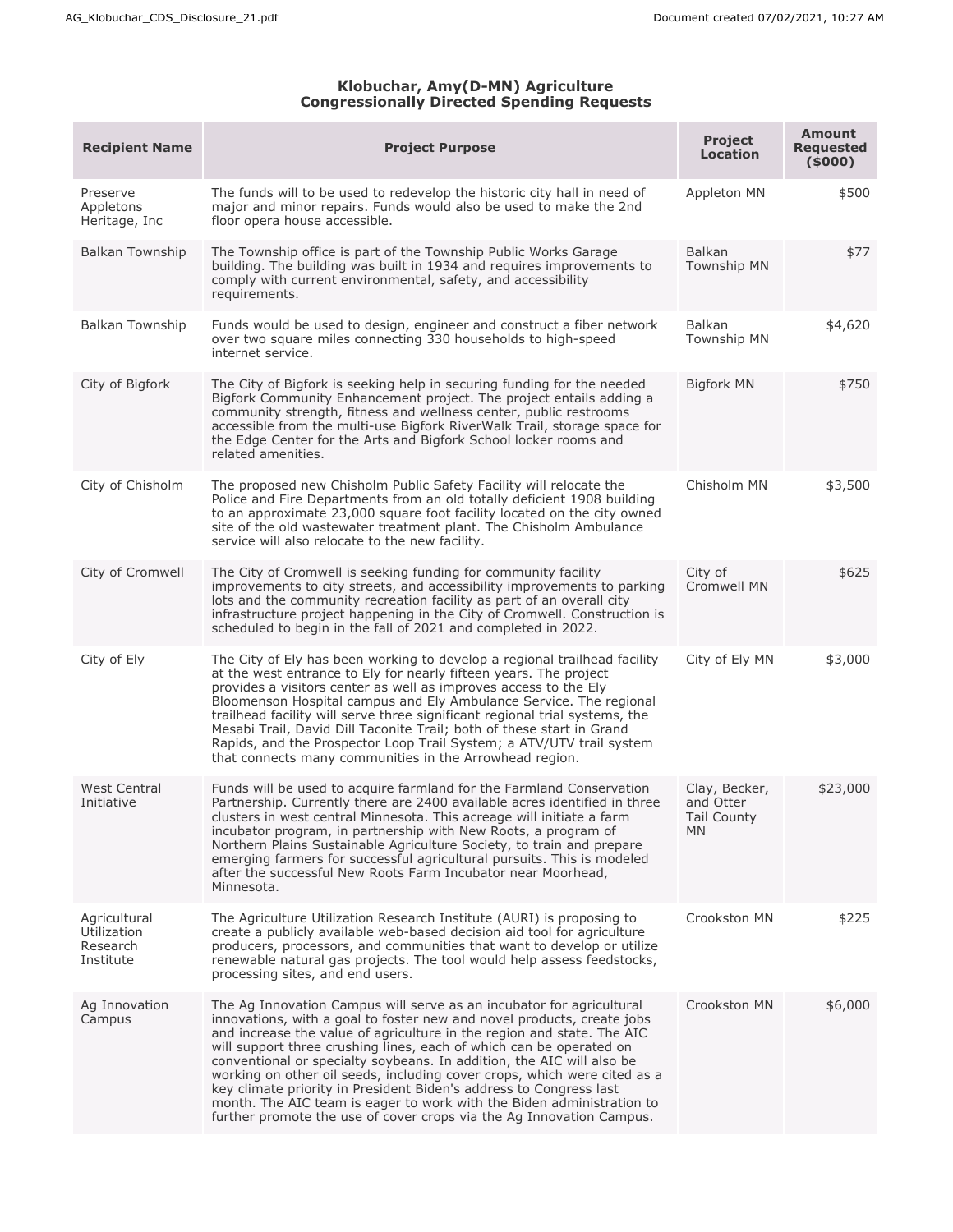**Klobuchar, Amy(D-MN) Agriculture**
**Congressionally Directed Spending Requests**

| Recipient Name | Project Purpose | Project Location | Amount Requested ($000) |
|---|---|---|---|
| Preserve Appletons Heritage, Inc | The funds will to be used to redevelop the historic city hall in need of major and minor repairs. Funds would also be used to make the 2nd floor opera house accessible. | Appleton MN | $500 |
| Balkan Township | The Township office is part of the Township Public Works Garage building. The building was built in 1934 and requires improvements to comply with current environmental, safety, and accessibility requirements. | Balkan Township MN | $77 |
| Balkan Township | Funds would be used to design, engineer and construct a fiber network over two square miles connecting 330 households to high-speed internet service. | Balkan Township MN | $4,620 |
| City of Bigfork | The City of Bigfork is seeking help in securing funding for the needed Bigfork Community Enhancement project. The project entails adding a community strength, fitness and wellness center, public restrooms accessible from the multi-use Bigfork RiverWalk Trail, storage space for the Edge Center for the Arts and Bigfork School locker rooms and related amenities. | Bigfork MN | $750 |
| City of Chisholm | The proposed new Chisholm Public Safety Facility will relocate the Police and Fire Departments from an old totally deficient 1908 building to an approximate 23,000 square foot facility located on the city owned site of the old wastewater treatment plant. The Chisholm Ambulance service will also relocate to the new facility. | Chisholm MN | $3,500 |
| City of Cromwell | The City of Cromwell is seeking funding for community facility improvements to city streets, and accessibility improvements to parking lots and the community recreation facility as part of an overall city infrastructure project happening in the City of Cromwell. Construction is scheduled to begin in the fall of 2021 and completed in 2022. | City of Cromwell MN | $625 |
| City of Ely | The City of Ely has been working to develop a regional trailhead facility at the west entrance to Ely for nearly fifteen years. The project provides a visitors center as well as improves access to the Ely Bloomenson Hospital campus and Ely Ambulance Service. The regional trailhead facility will serve three significant regional trial systems, the Mesabi Trail, David Dill Taconite Trail; both of these start in Grand Rapids, and the Prospector Loop Trail System; a ATV/UTV trail system that connects many communities in the Arrowhead region. | City of Ely MN | $3,000 |
| West Central Initiative | Funds will be used to acquire farmland for the Farmland Conservation Partnership. Currently there are 2400 available acres identified in three clusters in west central Minnesota. This acreage will initiate a farm incubator program, in partnership with New Roots, a program of Northern Plains Sustainable Agriculture Society, to train and prepare emerging farmers for successful agricultural pursuits. This is modeled after the successful New Roots Farm Incubator near Moorhead, Minnesota. | Clay, Becker, and Otter Tail County MN | $23,000 |
| Agricultural Utilization Research Institute | The Agriculture Utilization Research Institute (AURI) is proposing to create a publicly available web-based decision aid tool for agriculture producers, processors, and communities that want to develop or utilize renewable natural gas projects. The tool would help assess feedstocks, processing sites, and end users. | Crookston MN | $225 |
| Ag Innovation Campus | The Ag Innovation Campus will serve as an incubator for agricultural innovations, with a goal to foster new and novel products, create jobs and increase the value of agriculture in the region and state. The AIC will support three crushing lines, each of which can be operated on conventional or specialty soybeans. In addition, the AIC will also be working on other oil seeds, including cover crops, which were cited as a key climate priority in President Biden's address to Congress last month. The AIC team is eager to work with the Biden administration to further promote the use of cover crops via the Ag Innovation Campus. | Crookston MN | $6,000 |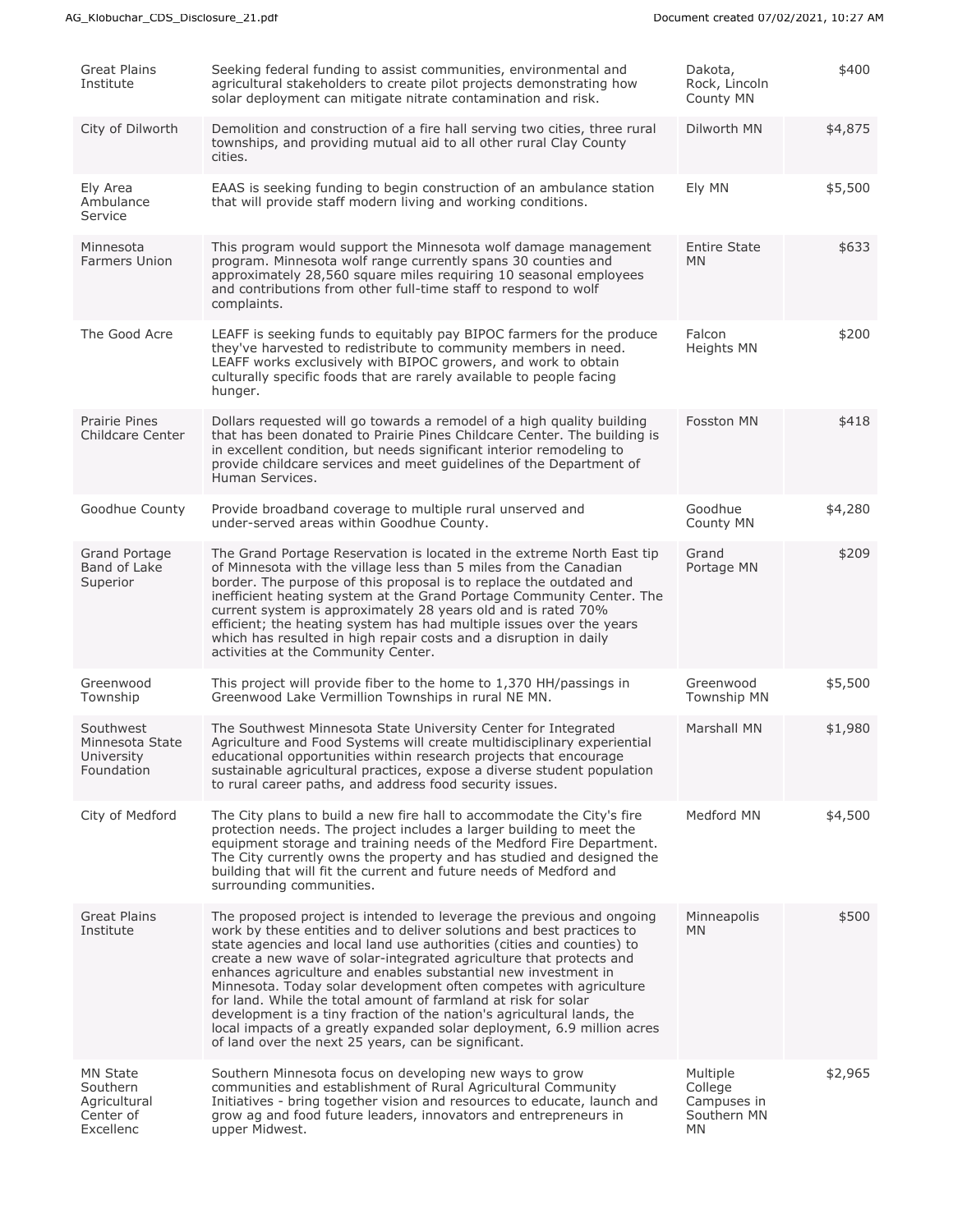| | | | |
|---|---|---|---|
| Great Plains Institute | Seeking federal funding to assist communities, environmental and agricultural stakeholders to create pilot projects demonstrating how solar deployment can mitigate nitrate contamination and risk. | Dakota, Rock, Lincoln County MN | $400 |
| City of Dilworth | Demolition and construction of a fire hall serving two cities, three rural townships, and providing mutual aid to all other rural Clay County cities. | Dilworth MN | $4,875 |
| Ely Area Ambulance Service | EAAS is seeking funding to begin construction of an ambulance station that will provide staff modern living and working conditions. | Ely MN | $5,500 |
| Minnesota Farmers Union | This program would support the Minnesota wolf damage management program. Minnesota wolf range currently spans 30 counties and approximately 28,560 square miles requiring 10 seasonal employees and contributions from other full-time staff to respond to wolf complaints. | Entire State MN | $633 |
| The Good Acre | LEAFF is seeking funds to equitably pay BIPOC farmers for the produce they've harvested to redistribute to community members in need. LEAFF works exclusively with BIPOC growers, and work to obtain culturally specific foods that are rarely available to people facing hunger. | Falcon Heights MN | $200 |
| Prairie Pines Childcare Center | Dollars requested will go towards a remodel of a high quality building that has been donated to Prairie Pines Childcare Center. The building is in excellent condition, but needs significant interior remodeling to provide childcare services and meet guidelines of the Department of Human Services. | Fosston MN | $418 |
| Goodhue County | Provide broadband coverage to multiple rural unserved and under-served areas within Goodhue County. | Goodhue County MN | $4,280 |
| Grand Portage Band of Lake Superior | The Grand Portage Reservation is located in the extreme North East tip of Minnesota with the village less than 5 miles from the Canadian border. The purpose of this proposal is to replace the outdated and inefficient heating system at the Grand Portage Community Center. The current system is approximately 28 years old and is rated 70% efficient; the heating system has had multiple issues over the years which has resulted in high repair costs and a disruption in daily activities at the Community Center. | Grand Portage MN | $209 |
| Greenwood Township | This project will provide fiber to the home to 1,370 HH/passings in Greenwood Lake Vermillion Townships in rural NE MN. | Greenwood Township MN | $5,500 |
| Southwest Minnesota State University Foundation | The Southwest Minnesota State University Center for Integrated Agriculture and Food Systems will create multidisciplinary experiential educational opportunities within research projects that encourage sustainable agricultural practices, expose a diverse student population to rural career paths, and address food security issues. | Marshall MN | $1,980 |
| City of Medford | The City plans to build a new fire hall to accommodate the City's fire protection needs. The project includes a larger building to meet the equipment storage and training needs of the Medford Fire Department. The City currently owns the property and has studied and designed the building that will fit the current and future needs of Medford and surrounding communities. | Medford MN | $4,500 |
| Great Plains Institute | The proposed project is intended to leverage the previous and ongoing work by these entities and to deliver solutions and best practices to state agencies and local land use authorities (cities and counties) to create a new wave of solar-integrated agriculture that protects and enhances agriculture and enables substantial new investment in Minnesota. Today solar development often competes with agriculture for land. While the total amount of farmland at risk for solar development is a tiny fraction of the nation's agricultural lands, the local impacts of a greatly expanded solar deployment, 6.9 million acres of land over the next 25 years, can be significant. | Minneapolis MN | $500 |
| MN State Southern Agricultural Center of Excellenc | Southern Minnesota focus on developing new ways to grow communities and establishment of Rural Agricultural Community Initiatives - bring together vision and resources to educate, launch and grow ag and food future leaders, innovators and entrepreneurs in upper Midwest. | Multiple College Campuses in Southern MN MN | $2,965 |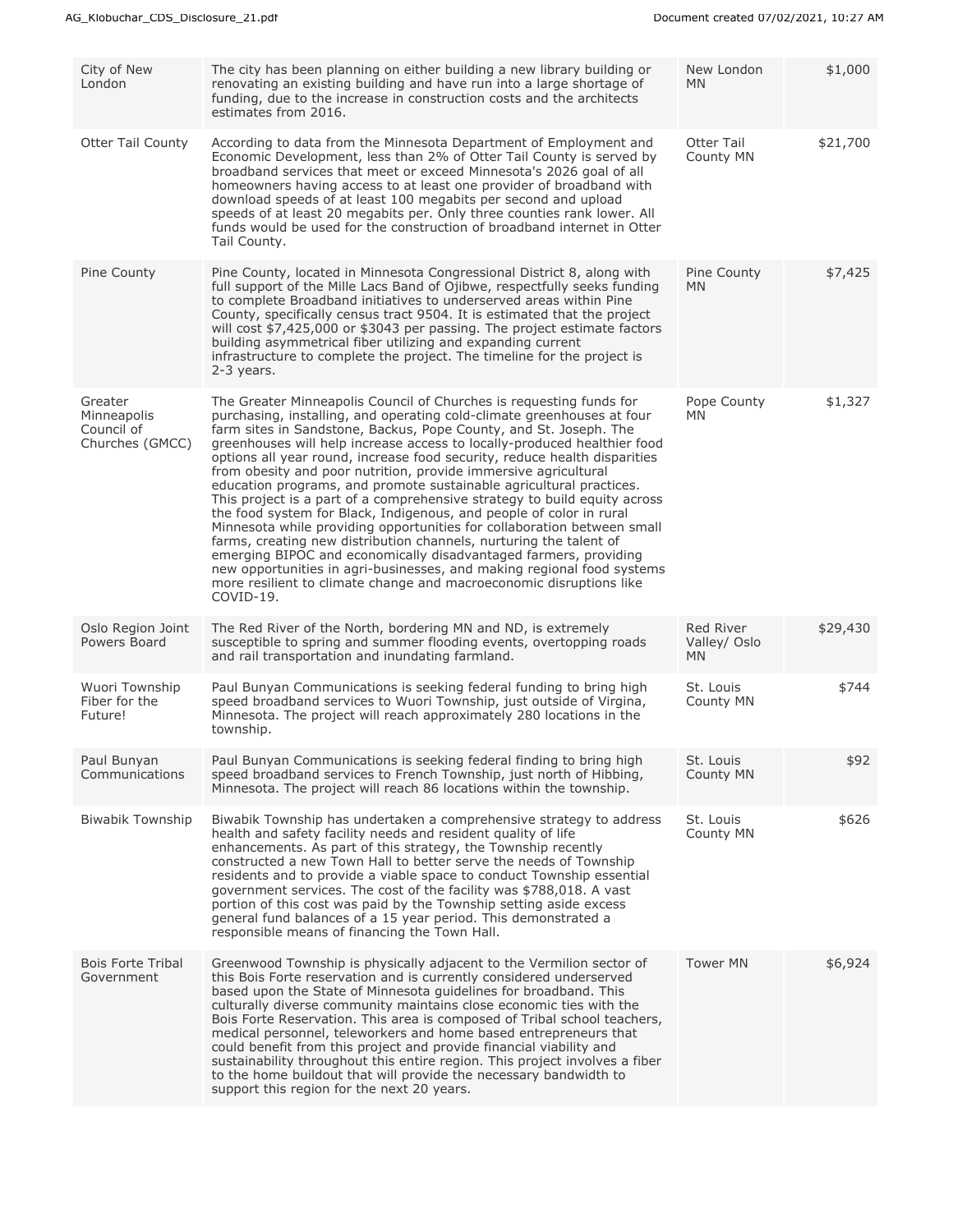| | | | |
|---|---|---|---|
| City of New London | The city has been planning on either building a new library building or renovating an existing building and have run into a large shortage of funding, due to the increase in construction costs and the architects estimates from 2016. | New London MN | $1,000 |
| Otter Tail County | According to data from the Minnesota Department of Employment and Economic Development, less than 2% of Otter Tail County is served by broadband services that meet or exceed Minnesota's 2026 goal of all homeowners having access to at least one provider of broadband with download speeds of at least 100 megabits per second and upload speeds of at least 20 megabits per. Only three counties rank lower. All funds would be used for the construction of broadband internet in Otter Tail County. | Otter Tail County MN | $21,700 |
| Pine County | Pine County, located in Minnesota Congressional District 8, along with full support of the Mille Lacs Band of Ojibwe, respectfully seeks funding to complete Broadband initiatives to underserved areas within Pine County, specifically census tract 9504. It is estimated that the project will cost $7,425,000 or $3043 per passing. The project estimate factors building asymmetrical fiber utilizing and expanding current infrastructure to complete the project. The timeline for the project is 2-3 years. | Pine County MN | $7,425 |
| Greater Minneapolis Council of Churches (GMCC) | The Greater Minneapolis Council of Churches is requesting funds for purchasing, installing, and operating cold-climate greenhouses at four farm sites in Sandstone, Backus, Pope County, and St. Joseph. The greenhouses will help increase access to locally-produced healthier food options all year round, increase food security, reduce health disparities from obesity and poor nutrition, provide immersive agricultural education programs, and promote sustainable agricultural practices. This project is a part of a comprehensive strategy to build equity across the food system for Black, Indigenous, and people of color in rural Minnesota while providing opportunities for collaboration between small farms, creating new distribution channels, nurturing the talent of emerging BIPOC and economically disadvantaged farmers, providing new opportunities in agri-businesses, and making regional food systems more resilient to climate change and macroeconomic disruptions like COVID-19. | Pope County MN | $1,327 |
| Oslo Region Joint Powers Board | The Red River of the North, bordering MN and ND, is extremely susceptible to spring and summer flooding events, overtopping roads and rail transportation and inundating farmland. | Red River Valley/ Oslo MN | $29,430 |
| Wuori Township Fiber for the Future! | Paul Bunyan Communications is seeking federal funding to bring high speed broadband services to Wuori Township, just outside of Virgina, Minnesota. The project will reach approximately 280 locations in the township. | St. Louis County MN | $744 |
| Paul Bunyan Communications | Paul Bunyan Communications is seeking federal finding to bring high speed broadband services to French Township, just north of Hibbing, Minnesota. The project will reach 86 locations within the township. | St. Louis County MN | $92 |
| Biwabik Township | Biwabik Township has undertaken a comprehensive strategy to address health and safety facility needs and resident quality of life enhancements. As part of this strategy, the Township recently constructed a new Town Hall to better serve the needs of Township residents and to provide a viable space to conduct Township essential government services. The cost of the facility was $788,018. A vast portion of this cost was paid by the Township setting aside excess general fund balances of a 15 year period. This demonstrated a responsible means of financing the Town Hall. | St. Louis County MN | $626 |
| Bois Forte Tribal Government | Greenwood Township is physically adjacent to the Vermilion sector of this Bois Forte reservation and is currently considered underserved based upon the State of Minnesota guidelines for broadband. This culturally diverse community maintains close economic ties with the Bois Forte Reservation. This area is composed of Tribal school teachers, medical personnel, teleworkers and home based entrepreneurs that could benefit from this project and provide financial viability and sustainability throughout this entire region. This project involves a fiber to the home buildout that will provide the necessary bandwidth to support this region for the next 20 years. | Tower MN | $6,924 |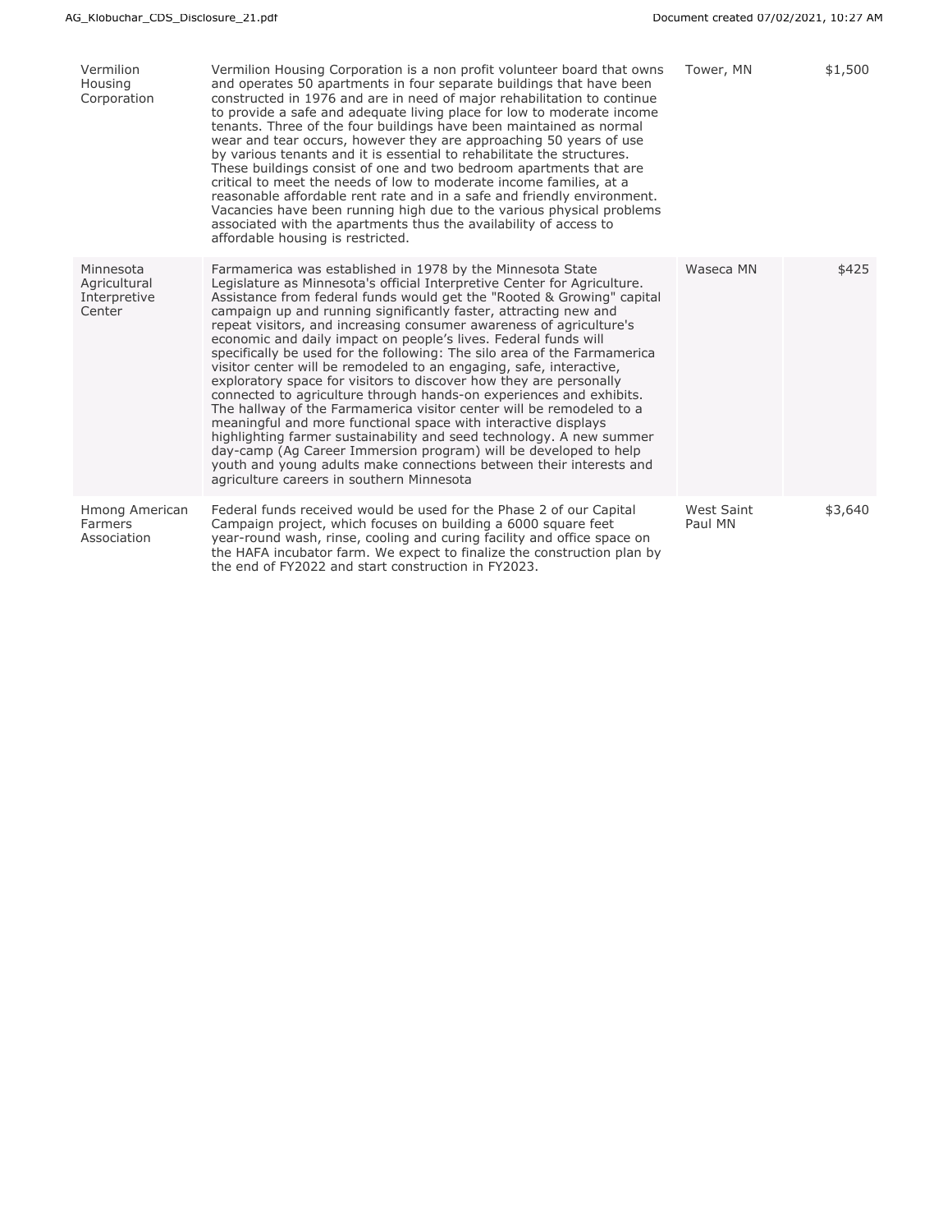| | | | |
|---|---|---|---|
| Vermilion Housing Corporation | Vermilion Housing Corporation is a non profit volunteer board that owns and operates 50 apartments in four separate buildings that have been constructed in 1976 and are in need of major rehabilitation to continue to provide a safe and adequate living place for low to moderate income tenants. Three of the four buildings have been maintained as normal wear and tear occurs, however they are approaching 50 years of use by various tenants and it is essential to rehabilitate the structures. These buildings consist of one and two bedroom apartments that are critical to meet the needs of low to moderate income families, at a reasonable affordable rent rate and in a safe and friendly environment. Vacancies have been running high due to the various physical problems associated with the apartments thus the availability of access to affordable housing is restricted. | Tower, MN | $1,500 |
| Minnesota Agricultural Interpretive Center | Farmamerica was established in 1978 by the Minnesota State Legislature as Minnesota's official Interpretive Center for Agriculture. Assistance from federal funds would get the "Rooted & Growing" capital campaign up and running significantly faster, attracting new and repeat visitors, and increasing consumer awareness of agriculture's economic and daily impact on people's lives. Federal funds will specifically be used for the following: The silo area of the Farmamerica visitor center will be remodeled to an engaging, safe, interactive, exploratory space for visitors to discover how they are personally connected to agriculture through hands-on experiences and exhibits. The hallway of the Farmamerica visitor center will be remodeled to a meaningful and more functional space with interactive displays highlighting farmer sustainability and seed technology. A new summer day-camp (Ag Career Immersion program) will be developed to help youth and young adults make connections between their interests and agriculture careers in southern Minnesota | Waseca MN | $425 |
| Hmong American Farmers Association | Federal funds received would be used for the Phase 2 of our Capital Campaign project, which focuses on building a 6000 square feet year-round wash, rinse, cooling and curing facility and office space on the HAFA incubator farm. We expect to finalize the construction plan by the end of FY2022 and start construction in FY2023. | West Saint Paul MN | $3,640 |